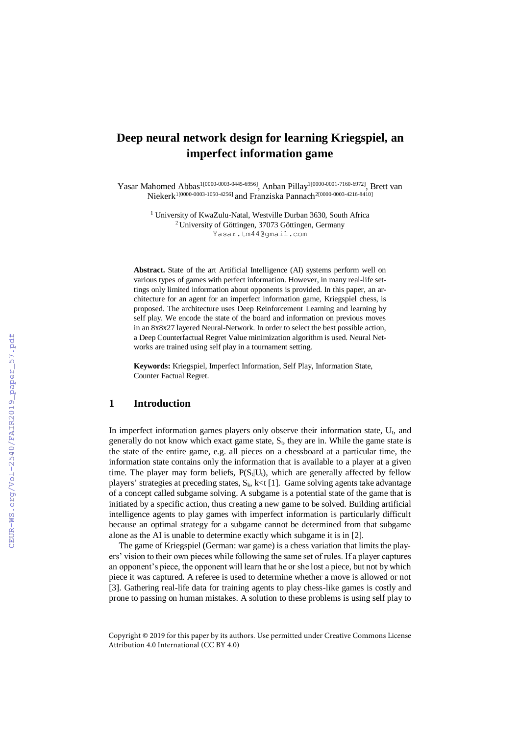# Deep neural network design for learning Kriegspiel, an imperfect information game

Yasar Mahomed Abbas[1[0000-0003-0445-6956]], Anban Pillay[1[0000-0001-7160-6972]], Brett van Niekerk[1[0000-0003-1050-4256]] and Franziska Pannach[2[0000-0003-4216-8410]]

[1] University of KwaZulu-Natal, Westville Durban 3630, South Africa
[2] University of Göttingen, 37073 Göttingen, Germany
Yasar.tm44@gmail.com

**Abstract.** State of the art Artificial Intelligence (AI) systems perform well on various types of games with perfect information. However, in many real-life settings only limited information about opponents is provided. In this paper, an architecture for an agent for an imperfect information game, Kriegspiel chess, is proposed. The architecture uses Deep Reinforcement Learning and learning by self play. We encode the state of the board and information on previous moves in an 8x8x27 layered Neural-Network. In order to select the best possible action, a Deep Counterfactual Regret Value minimization algorithm is used. Neural Networks are trained using self play in a tournament setting.

**Keywords:** Kriegspiel, Imperfect Information, Self Play, Information State, Counter Factual Regret.

## 1 Introduction

In imperfect information games players only observe their information state, $U_t$, and generally do not know which exact game state, $S_t$, they are in. While the game state is the state of the entire game, e.g. all pieces on a chessboard at a particular time, the information state contains only the information that is available to a player at a given time. The player may form beliefs, $P(S_t|U_t)$, which are generally affected by fellow players' strategies at preceding states, $S_k$, $k<t$ [1]. Game solving agents take advantage of a concept called subgame solving. A subgame is a potential state of the game that is initiated by a specific action, thus creating a new game to be solved. Building artificial intelligence agents to play games with imperfect information is particularly difficult because an optimal strategy for a subgame cannot be determined from that subgame alone as the AI is unable to determine exactly which subgame it is in [2].

The game of Kriegspiel (German: war game) is a chess variation that limits the players' vision to their own pieces while following the same set of rules. If a player captures an opponent's piece, the opponent will learn that he or she lost a piece, but not by which piece it was captured. A referee is used to determine whether a move is allowed or not [3]. Gathering real-life data for training agents to play chess-like games is costly and prone to passing on human mistakes. A solution to these problems is using self play to

Copyright © 2019 for this paper by its authors. Use permitted under Creative Commons License Attribution 4.0 International (CC BY 4.0)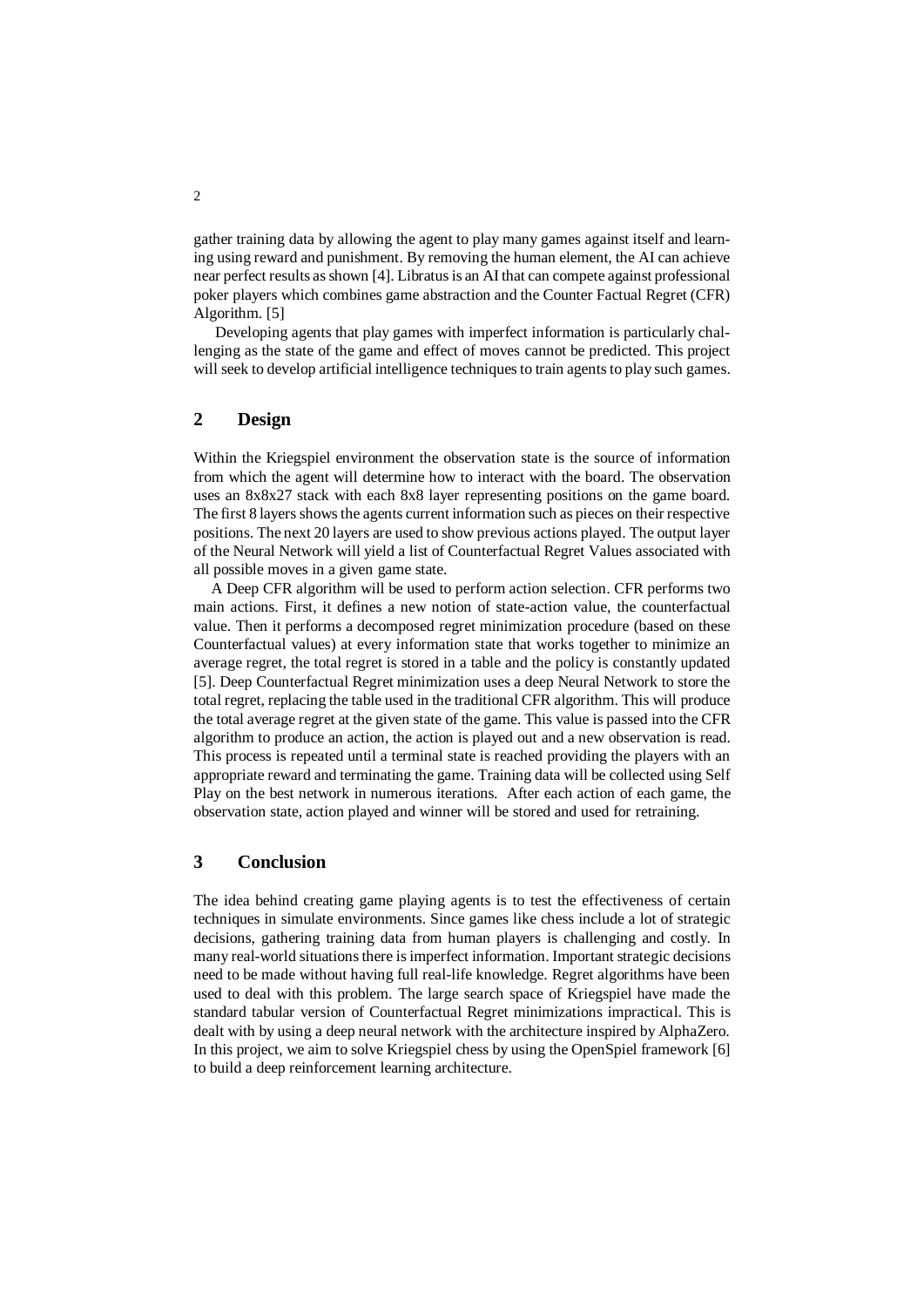gather training data by allowing the agent to play many games against itself and learning using reward and punishment. By removing the human element, the AI can achieve near perfect results as shown [4]. Libratus is an AI that can compete against professional poker players which combines game abstraction and the Counter Factual Regret (CFR) Algorithm. [5]

Developing agents that play games with imperfect information is particularly challenging as the state of the game and effect of moves cannot be predicted. This project will seek to develop artificial intelligence techniques to train agents to play such games.

## 2 Design

Within the Kriegspiel environment the observation state is the source of information from which the agent will determine how to interact with the board. The observation uses an 8x8x27 stack with each 8x8 layer representing positions on the game board. The first 8 layers shows the agents current information such as pieces on their respective positions. The next 20 layers are used to show previous actions played. The output layer of the Neural Network will yield a list of Counterfactual Regret Values associated with all possible moves in a given game state.

A Deep CFR algorithm will be used to perform action selection. CFR performs two main actions. First, it defines a new notion of state-action value, the counterfactual value. Then it performs a decomposed regret minimization procedure (based on these Counterfactual values) at every information state that works together to minimize an average regret, the total regret is stored in a table and the policy is constantly updated [5]. Deep Counterfactual Regret minimization uses a deep Neural Network to store the total regret, replacing the table used in the traditional CFR algorithm. This will produce the total average regret at the given state of the game. This value is passed into the CFR algorithm to produce an action, the action is played out and a new observation is read. This process is repeated until a terminal state is reached providing the players with an appropriate reward and terminating the game. Training data will be collected using Self Play on the best network in numerous iterations. After each action of each game, the observation state, action played and winner will be stored and used for retraining.

## 3 Conclusion

The idea behind creating game playing agents is to test the effectiveness of certain techniques in simulate environments. Since games like chess include a lot of strategic decisions, gathering training data from human players is challenging and costly. In many real-world situations there is imperfect information. Important strategic decisions need to be made without having full real-life knowledge. Regret algorithms have been used to deal with this problem. The large search space of Kriegspiel have made the standard tabular version of Counterfactual Regret minimizations impractical. This is dealt with by using a deep neural network with the architecture inspired by AlphaZero. In this project, we aim to solve Kriegspiel chess by using the OpenSpiel framework [6] to build a deep reinforcement learning architecture.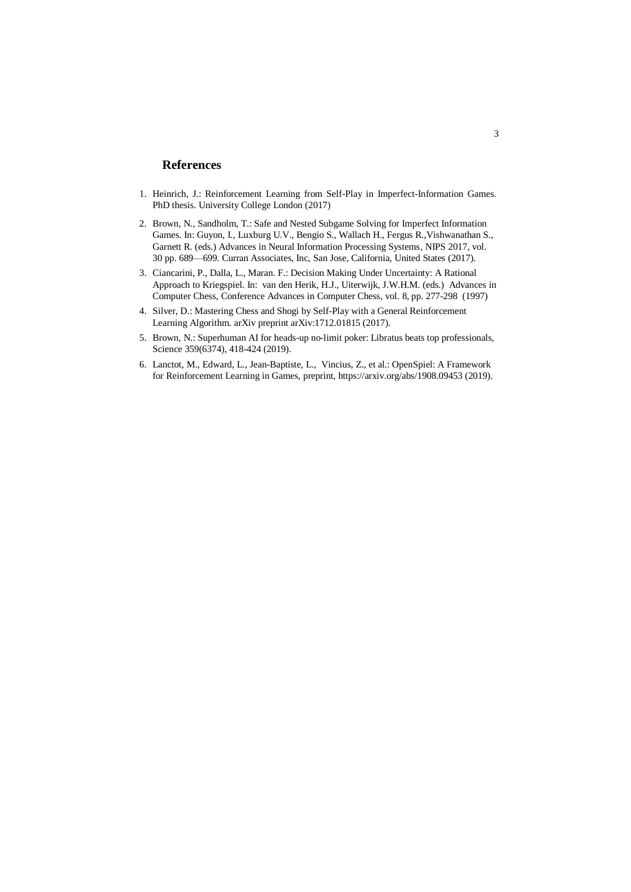## References

1. Heinrich, J.: Reinforcement Learning from Self-Play in Imperfect-Information Games. PhD thesis. University College London (2017)
2. Brown, N., Sandholm, T.: Safe and Nested Subgame Solving for Imperfect Information Games. In: Guyon, I., Luxburg U.V., Bengio S., Wallach H., Fergus R.,Vishwanathan S., Garnett R. (eds.) Advances in Neural Information Processing Systems, NIPS 2017, vol. 30 pp. 689—699. Curran Associates, Inc, San Jose, California, United States (2017).
3. Ciancarini, P., Dalla, L., Maran. F.: Decision Making Under Uncertainty: A Rational Approach to Kriegspiel. In: van den Herik, H.J., Uiterwijk, J.W.H.M. (eds.) Advances in Computer Chess, Conference Advances in Computer Chess, vol. 8, pp. 277-298 (1997)
4. Silver, D.: Mastering Chess and Shogi by Self-Play with a General Reinforcement Learning Algorithm. arXiv preprint arXiv:1712.01815 (2017).
5. Brown, N.: Superhuman AI for heads-up no-limit poker: Libratus beats top professionals, Science 359(6374), 418-424 (2019).
6. Lanctot, M., Edward, L., Jean-Baptiste, L., Vincius, Z., et al.: OpenSpiel: A Framework for Reinforcement Learning in Games, preprint, https://arxiv.org/abs/1908.09453 (2019).